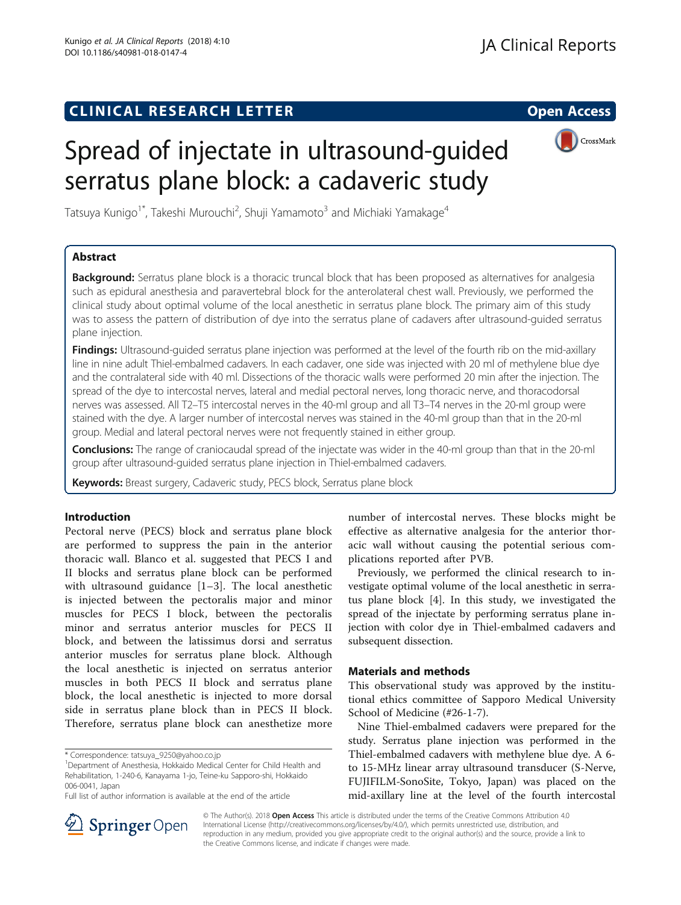CLINICAL RESEARCH LETTER

Open Access

# Spread of injectate in ultrasound-guided serratus plane block: a cadaveric study

Tatsuya Kunigo[1*], Takeshi Murouchi[2], Shuji Yamamoto[3] and Michiaki Yamakage[4]

## Abstract

**Background:** Serratus plane block is a thoracic truncal block that has been proposed as alternatives for analgesia such as epidural anesthesia and paravertebral block for the anterolateral chest wall. Previously, we performed the clinical study about optimal volume of the local anesthetic in serratus plane block. The primary aim of this study was to assess the pattern of distribution of dye into the serratus plane of cadavers after ultrasound-guided serratus plane injection.

**Findings:** Ultrasound-guided serratus plane injection was performed at the level of the fourth rib on the mid-axillary line in nine adult Thiel-embalmed cadavers. In each cadaver, one side was injected with 20 ml of methylene blue dye and the contralateral side with 40 ml. Dissections of the thoracic walls were performed 20 min after the injection. The spread of the dye to intercostal nerves, lateral and medial pectoral nerves, long thoracic nerve, and thoracodorsal nerves was assessed. All T2–T5 intercostal nerves in the 40-ml group and all T3–T4 nerves in the 20-ml group were stained with the dye. A larger number of intercostal nerves was stained in the 40-ml group than that in the 20-ml group. Medial and lateral pectoral nerves were not frequently stained in either group.

**Conclusions:** The range of craniocaudal spread of the injectate was wider in the 40-ml group than that in the 20-ml group after ultrasound-guided serratus plane injection in Thiel-embalmed cadavers.

**Keywords:** Breast surgery, Cadaveric study, PECS block, Serratus plane block

## Introduction

Pectoral nerve (PECS) block and serratus plane block are performed to suppress the pain in the anterior thoracic wall. Blanco et al. suggested that PECS I and II blocks and serratus plane block can be performed with ultrasound guidance [1–3]. The local anesthetic is injected between the pectoralis major and minor muscles for PECS I block, between the pectoralis minor and serratus anterior muscles for PECS II block, and between the latissimus dorsi and serratus anterior muscles for serratus plane block. Although the local anesthetic is injected on serratus anterior muscles in both PECS II block and serratus plane block, the local anesthetic is injected to more dorsal side in serratus plane block than in PECS II block. Therefore, serratus plane block can anesthetize more number of intercostal nerves. These blocks might be effective as alternative analgesia for the anterior thoracic wall without causing the potential serious complications reported after PVB.

Previously, we performed the clinical research to investigate optimal volume of the local anesthetic in serratus plane block [4]. In this study, we investigated the spread of the injectate by performing serratus plane injection with color dye in Thiel-embalmed cadavers and subsequent dissection.

## Materials and methods

This observational study was approved by the institutional ethics committee of Sapporo Medical University School of Medicine (#26-1-7).

Nine Thiel-embalmed cadavers were prepared for the study. Serratus plane injection was performed in the Thiel-embalmed cadavers with methylene blue dye. A 6- to 15-MHz linear array ultrasound transducer (S-Nerve, FUJIFILM-SonoSite, Tokyo, Japan) was placed on the mid-axillary line at the level of the fourth intercostal

\* Correspondence: tatsuya_9250@yahoo.co.jp

[1]Department of Anesthesia, Hokkaido Medical Center for Child Health and Rehabilitation, 1-240-6, Kanayama 1-jo, Teine-ku Sapporo-shi, Hokkaido 006-0041, Japan

Full list of author information is available at the end of the article

© The Author(s). 2018 **Open Access** This article is distributed under the terms of the Creative Commons Attribution 4.0 International License (http://creativecommons.org/licenses/by/4.0/), which permits unrestricted use, distribution, and reproduction in any medium, provided you give appropriate credit to the original author(s) and the source, provide a link to the Creative Commons license, and indicate if changes were made.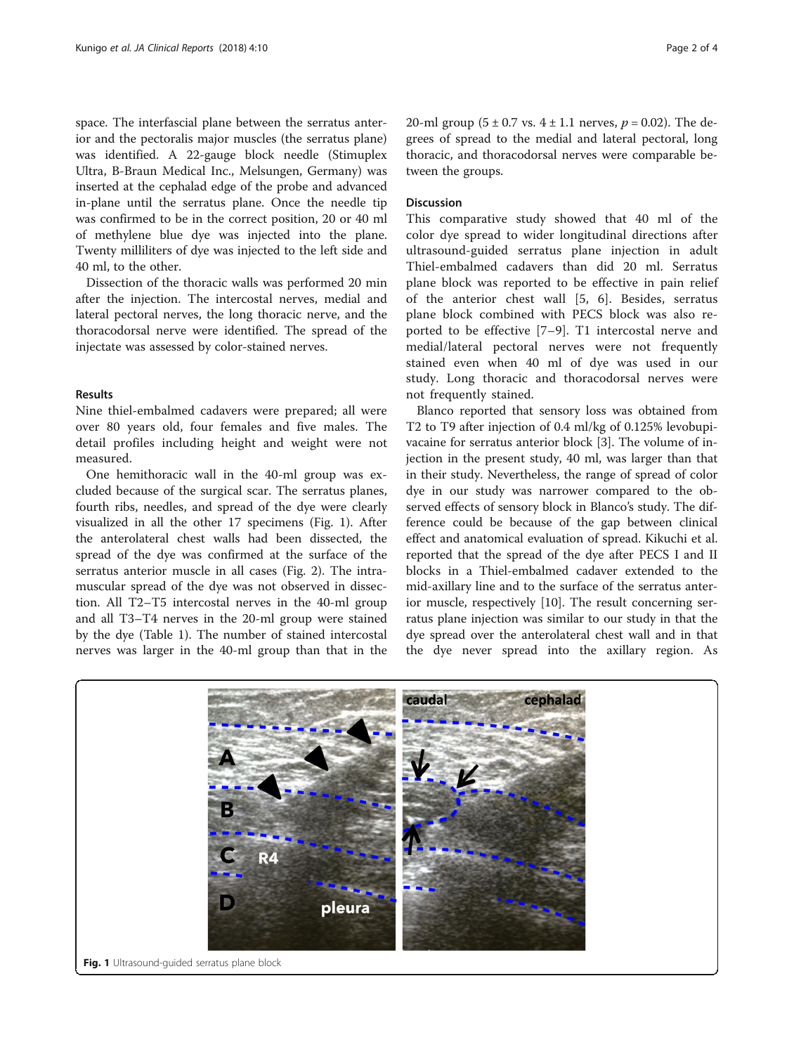space. The interfascial plane between the serratus anterior and the pectoralis major muscles (the serratus plane) was identified. A 22-gauge block needle (Stimuplex Ultra, B-Braun Medical Inc., Melsungen, Germany) was inserted at the cephalad edge of the probe and advanced in-plane until the serratus plane. Once the needle tip was confirmed to be in the correct position, 20 or 40 ml of methylene blue dye was injected into the plane. Twenty milliliters of dye was injected to the left side and 40 ml, to the other.

Dissection of the thoracic walls was performed 20 min after the injection. The intercostal nerves, medial and lateral pectoral nerves, the long thoracic nerve, and the thoracodorsal nerve were identified. The spread of the injectate was assessed by color-stained nerves.

## Results

Nine thiel-embalmed cadavers were prepared; all were over 80 years old, four females and five males. The detail profiles including height and weight were not measured.

One hemithoracic wall in the 40-ml group was excluded because of the surgical scar. The serratus planes, fourth ribs, needles, and spread of the dye were clearly visualized in all the other 17 specimens (Fig. 1). After the anterolateral chest walls had been dissected, the spread of the dye was confirmed at the surface of the serratus anterior muscle in all cases (Fig. 2). The intramuscular spread of the dye was not observed in dissection. All T2–T5 intercostal nerves in the 40-ml group and all T3–T4 nerves in the 20-ml group were stained by the dye (Table 1). The number of stained intercostal nerves was larger in the 40-ml group than that in the 20-ml group ($5 \pm 0.7$ vs. $4 \pm 1.1$ nerves, $p = 0.02$). The degrees of spread to the medial and lateral pectoral, long thoracic, and thoracodorsal nerves were comparable between the groups.

## Discussion

This comparative study showed that 40 ml of the color dye spread to wider longitudinal directions after ultrasound-guided serratus plane injection in adult Thiel-embalmed cadavers than did 20 ml. Serratus plane block was reported to be effective in pain relief of the anterior chest wall [5, 6]. Besides, serratus plane block combined with PECS block was also reported to be effective [7–9]. T1 intercostal nerve and medial/lateral pectoral nerves were not frequently stained even when 40 ml of dye was used in our study. Long thoracic and thoracodorsal nerves were not frequently stained.

Blanco reported that sensory loss was obtained from T2 to T9 after injection of 0.4 ml/kg of 0.125% levobupivacaine for serratus anterior block [3]. The volume of injection in the present study, 40 ml, was larger than that in their study. Nevertheless, the range of spread of color dye in our study was narrower compared to the observed effects of sensory block in Blanco's study. The difference could be because of the gap between clinical effect and anatomical evaluation of spread. Kikuchi et al. reported that the spread of the dye after PECS I and II blocks in a Thiel-embalmed cadaver extended to the mid-axillary line and to the surface of the serratus anterior muscle, respectively [10]. The result concerning serratus plane injection was similar to our study in that the dye spread over the anterolateral chest wall and in that the dye never spread into the axillary region. As

**Fig. 1** Ultrasound-guided serratus plane block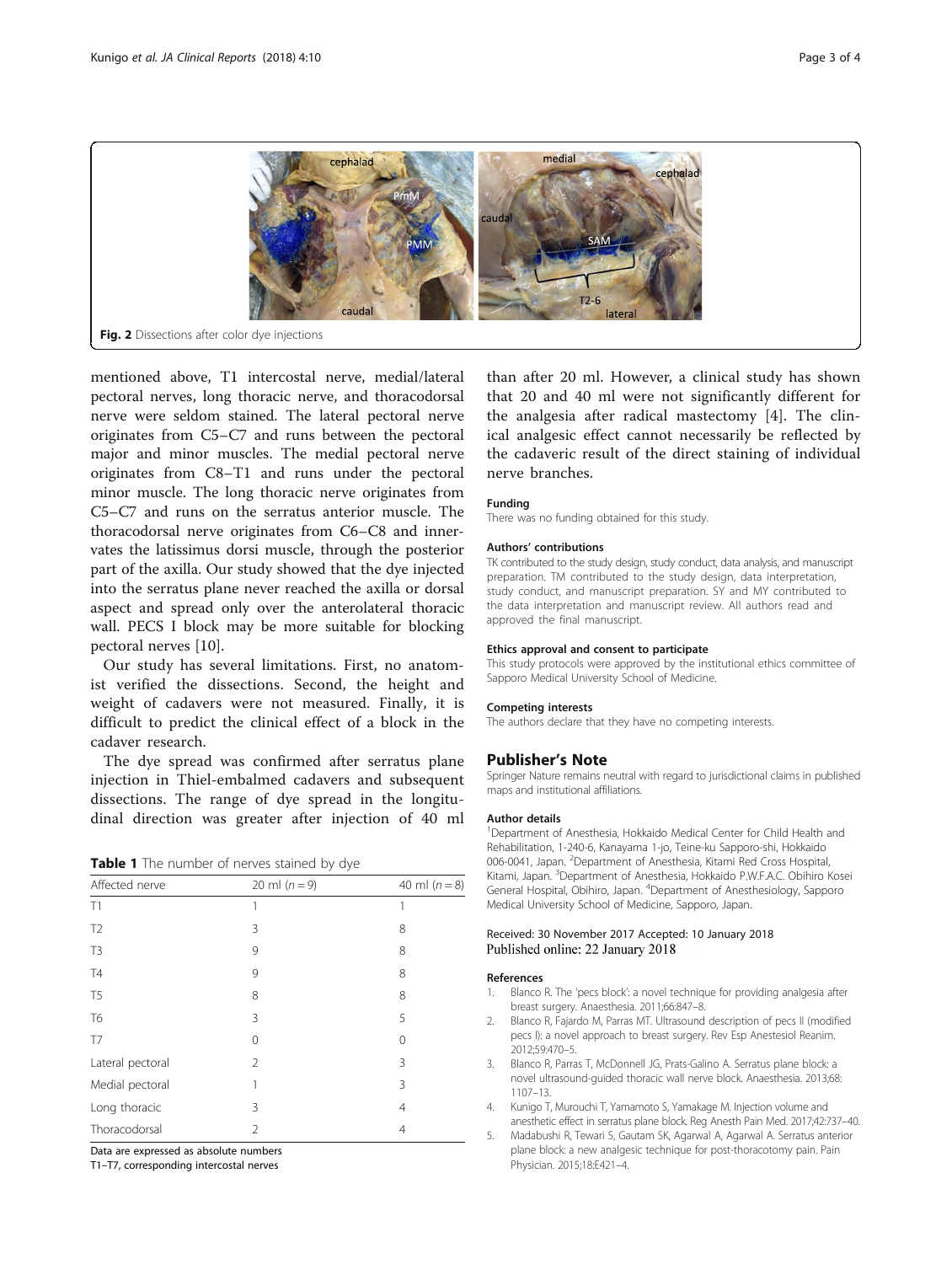Fig. 2 Dissections after color dye injections

mentioned above, T1 intercostal nerve, medial/lateral pectoral nerves, long thoracic nerve, and thoracodorsal nerve were seldom stained. The lateral pectoral nerve originates from C5–C7 and runs between the pectoral major and minor muscles. The medial pectoral nerve originates from C8–T1 and runs under the pectoral minor muscle. The long thoracic nerve originates from C5–C7 and runs on the serratus anterior muscle. The thoracodorsal nerve originates from C6–C8 and innervates the latissimus dorsi muscle, through the posterior part of the axilla. Our study showed that the dye injected into the serratus plane never reached the axilla or dorsal aspect and spread only over the anterolateral thoracic wall. PECS I block may be more suitable for blocking pectoral nerves [10].

Our study has several limitations. First, no anatomist verified the dissections. Second, the height and weight of cadavers were not measured. Finally, it is difficult to predict the clinical effect of a block in the cadaver research.

The dye spread was confirmed after serratus plane injection in Thiel-embalmed cadavers and subsequent dissections. The range of dye spread in the longitudinal direction was greater after injection of 40 ml than after 20 ml. However, a clinical study has shown that 20 and 40 ml were not significantly different for the analgesia after radical mastectomy [4]. The clinical analgesic effect cannot necessarily be reflected by the cadaveric result of the direct staining of individual nerve branches.

**Table 1** The number of nerves stained by dye

| Affected nerve | 20 ml (n = 9) | 40 ml (n = 8) |
|---|---|---|
| T1 | 1 | 1 |
| T2 | 3 | 8 |
| T3 | 9 | 8 |
| T4 | 9 | 8 |
| T5 | 8 | 8 |
| T6 | 3 | 5 |
| T7 | 0 | 0 |
| Lateral pectoral | 2 | 3 |
| Medial pectoral | 1 | 3 |
| Long thoracic | 3 | 4 |
| Thoracodorsal | 2 | 4 |

Data are expressed as absolute numbers
T1–T7, corresponding intercostal nerves

### Funding
There was no funding obtained for this study.

### Authors' contributions
TK contributed to the study design, study conduct, data analysis, and manuscript preparation. TM contributed to the study design, data interpretation, study conduct, and manuscript preparation. SY and MY contributed to the data interpretation and manuscript review. All authors read and approved the final manuscript.

### Ethics approval and consent to participate
This study protocols were approved by the institutional ethics committee of Sapporo Medical University School of Medicine.

### Competing interests
The authors declare that they have no competing interests.

## Publisher's Note
Springer Nature remains neutral with regard to jurisdictional claims in published maps and institutional affiliations.

### Author details
[1]Department of Anesthesia, Hokkaido Medical Center for Child Health and Rehabilitation, 1-240-6, Kanayama 1-jo, Teine-ku Sapporo-shi, Hokkaido 006-0041, Japan. [2]Department of Anesthesia, Kitami Red Cross Hospital, Kitami, Japan. [3]Department of Anesthesia, Hokkaido P.W.F.A.C. Obihiro Kosei General Hospital, Obihiro, Japan. [4]Department of Anesthesiology, Sapporo Medical University School of Medicine, Sapporo, Japan.

Received: 30 November 2017 Accepted: 10 January 2018
Published online: 22 January 2018

### References
1. Blanco R. The 'pecs block': a novel technique for providing analgesia after breast surgery. Anaesthesia. 2011;66:847–8.
2. Blanco R, Fajardo M, Parras MT. Ultrasound description of pecs II (modified pecs I): a novel approach to breast surgery. Rev Esp Anestesiol Reanim. 2012;59:470–5.
3. Blanco R, Parras T, McDonnell JG, Prats-Galino A. Serratus plane block: a novel ultrasound-guided thoracic wall nerve block. Anaesthesia. 2013;68:1107–13.
4. Kunigo T, Murouchi T, Yamamoto S, Yamakage M. Injection volume and anesthetic effect in serratus plane block. Reg Anesth Pain Med. 2017;42:737–40.
5. Madabushi R, Tewari S, Gautam SK, Agarwal A, Agarwal A. Serratus anterior plane block: a new analgesic technique for post-thoracotomy pain. Pain Physician. 2015;18:E421–4.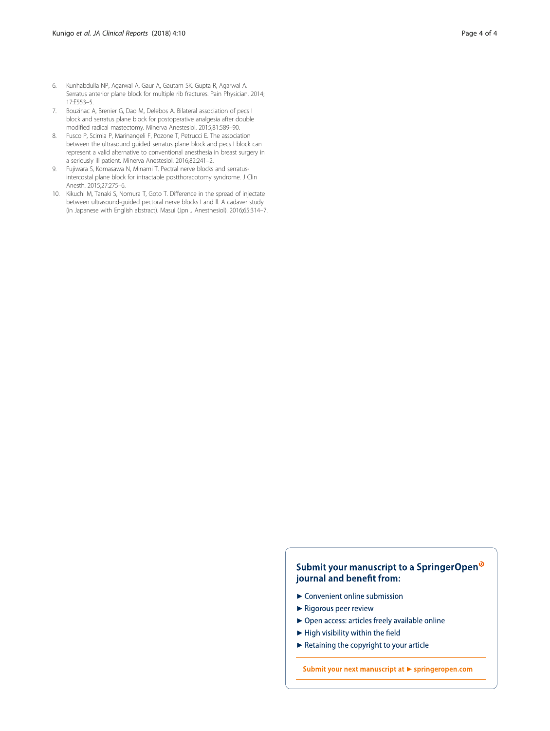6. Kunhabdulla NP, Agarwal A, Gaur A, Gautam SK, Gupta R, Agarwal A. Serratus anterior plane block for multiple rib fractures. Pain Physician. 2014; 17:E553–5.
7. Bouzinac A, Brenier G, Dao M, Delebos A. Bilateral association of pecs I block and serratus plane block for postoperative analgesia after double modified radical mastectomy. Minerva Anestesiol. 2015;81:589–90.
8. Fusco P, Scimia P, Marinangeli F, Pozone T, Petrucci E. The association between the ultrasound guided serratus plane block and pecs I block can represent a valid alternative to conventional anesthesia in breast surgery in a seriously ill patient. Minerva Anestesiol. 2016;82:241–2.
9. Fujiwara S, Komasawa N, Minami T. Pectral nerve blocks and serratus-intercostal plane block for intractable postthoracotomy syndrome. J Clin Anesth. 2015;27:275–6.
10. Kikuchi M, Tanaki S, Nomura T, Goto T. Difference in the spread of injectate between ultrasound-guided pectoral nerve blocks I and II. A cadaver study (in Japanese with English abstract). Masui (Jpn J Anesthesiol). 2016;65:314–7.

**Submit your manuscript to a SpringerOpen journal and benefit from:**

- ► Convenient online submission
- ► Rigorous peer review
- ► Open access: articles freely available online
- ► High visibility within the field
- ► Retaining the copyright to your article

**Submit your next manuscript at ► springeropen.com**